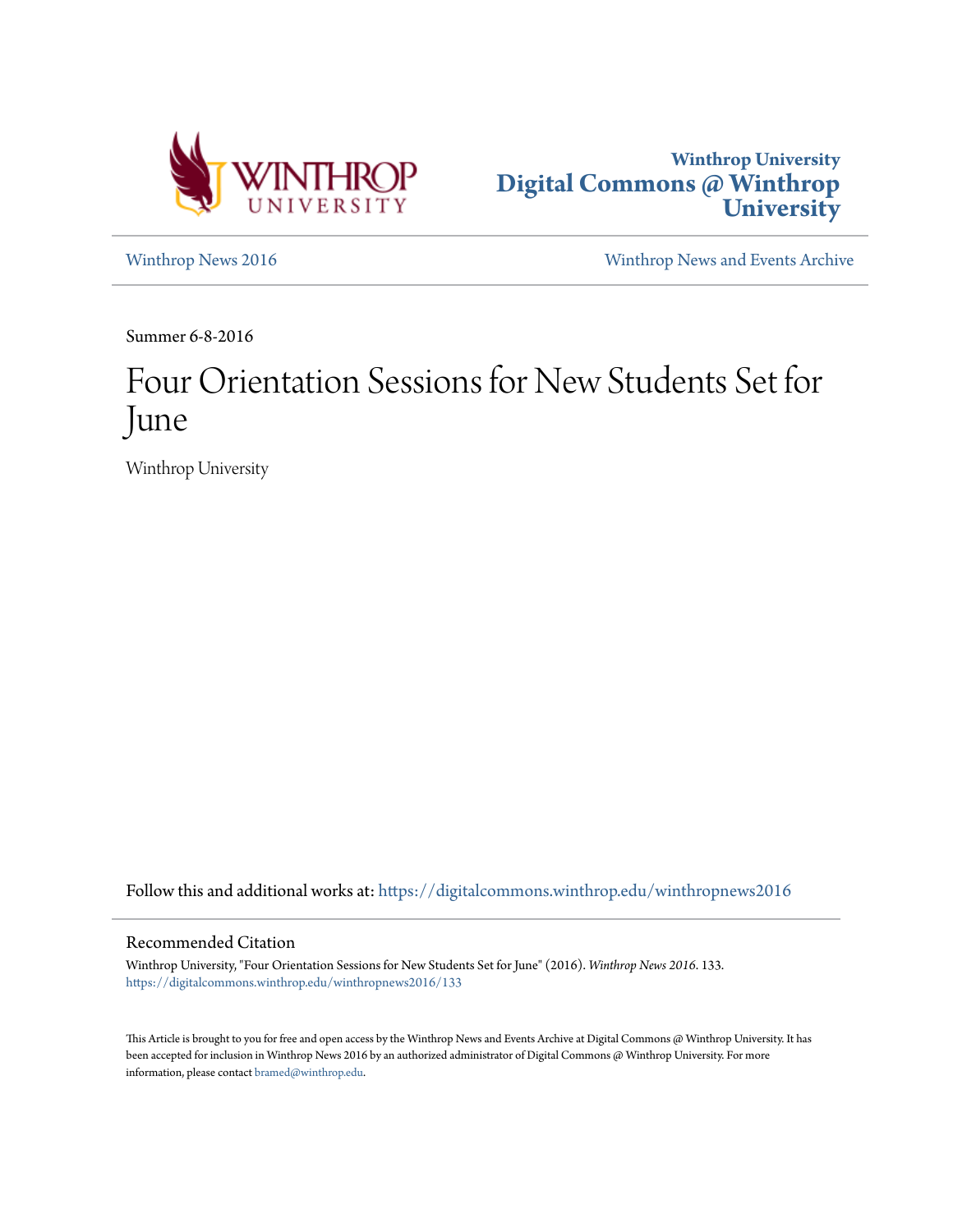Winthrop University
# Digital Commons @ Winthrop University

Winthrop News 2016 | Winthrop News and Events Archive

Summer 6-8-2016

# Four Orientation Sessions for New Students Set for June

Winthrop University

Follow this and additional works at: https://digitalcommons.winthrop.edu/winthropnews2016

## Recommended Citation

Winthrop University, "Four Orientation Sessions for New Students Set for June" (2016). *Winthrop News 2016*. 133.
https://digitalcommons.winthrop.edu/winthropnews2016/133

This Article is brought to you for free and open access by the Winthrop News and Events Archive at Digital Commons @ Winthrop University. It has been accepted for inclusion in Winthrop News 2016 by an authorized administrator of Digital Commons @ Winthrop University. For more information, please contact bramed@winthrop.edu.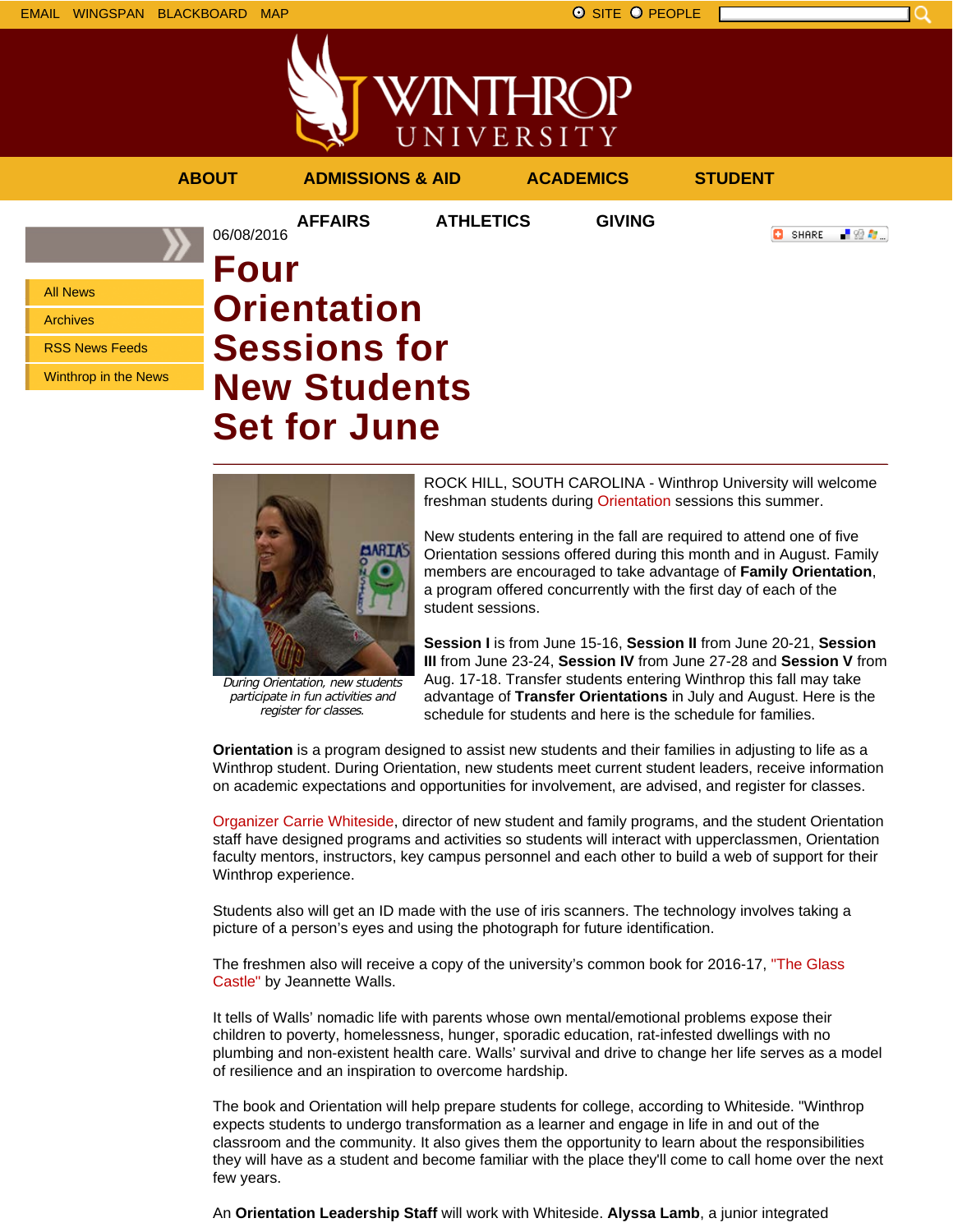EMAIL WINGSPAN BLACKBOARD MAP

SITE PEOPLE

ABOUT ADMISSIONS & AID ACADEMICS STUDENT AFFAIRS ATHLETICS GIVING

- All News
- Archives
- RSS News Feeds
- Winthrop in the News

06/08/2016

# Four Orientation Sessions for New Students Set for June

*During Orientation, new students participate in fun activities and register for classes.*

ROCK HILL, SOUTH CAROLINA - Winthrop University will welcome freshman students during Orientation sessions this summer.

New students entering in the fall are required to attend one of five Orientation sessions offered during this month and in August. Family members are encouraged to take advantage of **Family Orientation**, a program offered concurrently with the first day of each of the student sessions.

**Session I** is from June 15-16, **Session II** from June 20-21, **Session III** from June 23-24, **Session IV** from June 27-28 and **Session V** from Aug. 17-18. Transfer students entering Winthrop this fall may take advantage of **Transfer Orientations** in July and August. Here is the schedule for students and here is the schedule for families.

**Orientation** is a program designed to assist new students and their families in adjusting to life as a Winthrop student. During Orientation, new students meet current student leaders, receive information on academic expectations and opportunities for involvement, are advised, and register for classes.

Organizer Carrie Whiteside, director of new student and family programs, and the student Orientation staff have designed programs and activities so students will interact with upperclassmen, Orientation faculty mentors, instructors, key campus personnel and each other to build a web of support for their Winthrop experience.

Students also will get an ID made with the use of iris scanners. The technology involves taking a picture of a person's eyes and using the photograph for future identification.

The freshmen also will receive a copy of the university's common book for 2016-17, "The Glass Castle" by Jeannette Walls.

It tells of Walls' nomadic life with parents whose own mental/emotional problems expose their children to poverty, homelessness, hunger, sporadic education, rat-infested dwellings with no plumbing and non-existent health care. Walls' survival and drive to change her life serves as a model of resilience and an inspiration to overcome hardship.

The book and Orientation will help prepare students for college, according to Whiteside. "Winthrop expects students to undergo transformation as a learner and engage in life in and out of the classroom and the community. It also gives them the opportunity to learn about the responsibilities they will have as a student and become familiar with the place they'll come to call home over the next few years.

An **Orientation Leadership Staff** will work with Whiteside. **Alyssa Lamb**, a junior integrated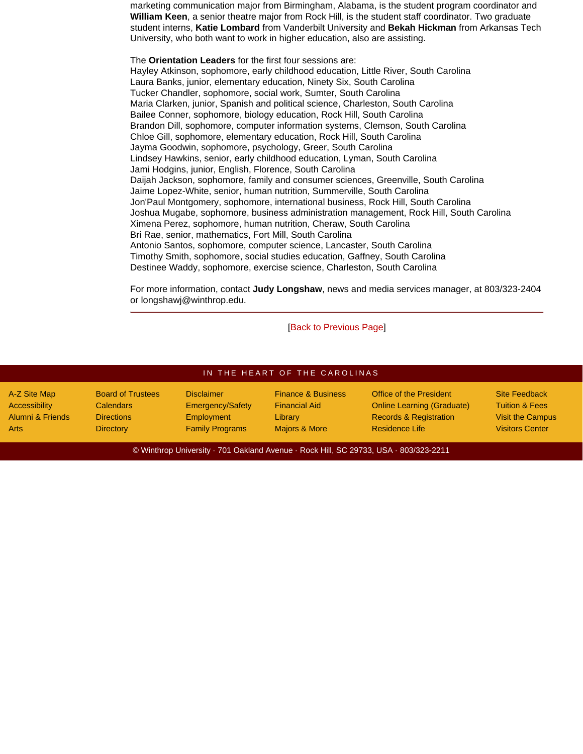marketing communication major from Birmingham, Alabama, is the student program coordinator and **William Keen**, a senior theatre major from Rock Hill, is the student staff coordinator. Two graduate student interns, **Katie Lombard** from Vanderbilt University and **Bekah Hickman** from Arkansas Tech University, who both want to work in higher education, also are assisting.

The **Orientation Leaders** for the first four sessions are:
Hayley Atkinson, sophomore, early childhood education, Little River, South Carolina
Laura Banks, junior, elementary education, Ninety Six, South Carolina
Tucker Chandler, sophomore, social work, Sumter, South Carolina
Maria Clarken, junior, Spanish and political science, Charleston, South Carolina
Bailee Conner, sophomore, biology education, Rock Hill, South Carolina
Brandon Dill, sophomore, computer information systems, Clemson, South Carolina
Chloe Gill, sophomore, elementary education, Rock Hill, South Carolina
Jayma Goodwin, sophomore, psychology, Greer, South Carolina
Lindsey Hawkins, senior, early childhood education, Lyman, South Carolina
Jami Hodgins, junior, English, Florence, South Carolina
Daijah Jackson, sophomore, family and consumer sciences, Greenville, South Carolina
Jaime Lopez-White, senior, human nutrition, Summerville, South Carolina
Jon'Paul Montgomery, sophomore, international business, Rock Hill, South Carolina
Joshua Mugabe, sophomore, business administration management, Rock Hill, South Carolina
Ximena Perez, sophomore, human nutrition, Cheraw, South Carolina
Bri Rae, senior, mathematics, Fort Mill, South Carolina
Antonio Santos, sophomore, computer science, Lancaster, South Carolina
Timothy Smith, sophomore, social studies education, Gaffney, South Carolina
Destinee Waddy, sophomore, exercise science, Charleston, South Carolina

For more information, contact **Judy Longshaw**, news and media services manager, at 803/323-2404 or longshawj@winthrop.edu.

---

[Back to Previous Page]

IN THE HEART OF THE CAROLINAS

A-Z Site Map · Accessibility · Alumni & Friends · Arts · Board of Trustees · Calendars · Directions · Directory · Disclaimer · Emergency/Safety · Employment · Family Programs · Finance & Business · Financial Aid · Library · Majors & More · Office of the President · Online Learning (Graduate) · Records & Registration · Residence Life · Site Feedback · Tuition & Fees · Visit the Campus · Visitors Center

© Winthrop University · 701 Oakland Avenue · Rock Hill, SC 29733, USA · 803/323-2211